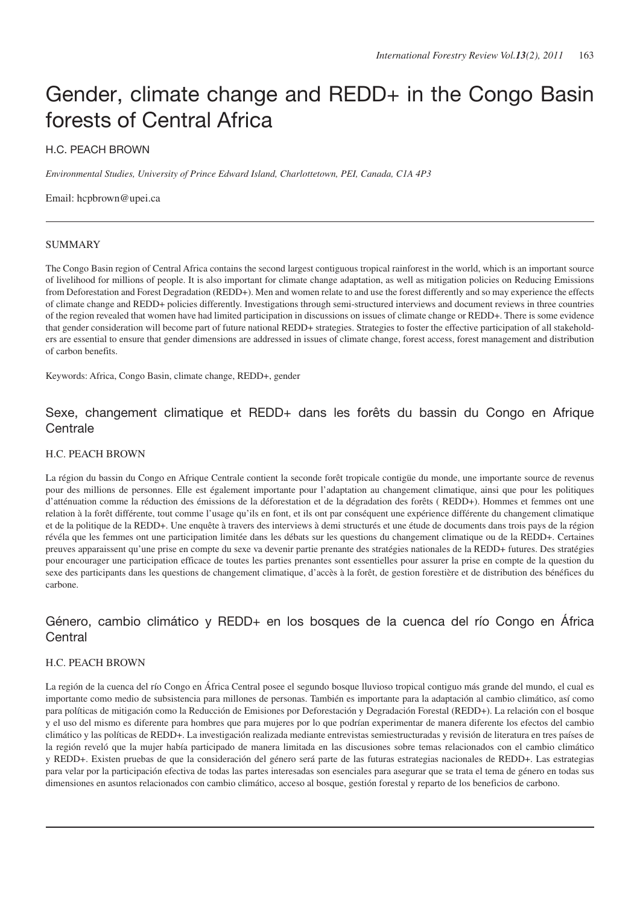# Gender, climate change and REDD+ in the Congo Basin forests of Central Africa

H.C. PEACH BROWN

*Environmental Studies, University of Prince Edward Island, Charlottetown, PEI, Canada, C1A 4P3*

Email: hcpbrown@upei.ca

## SUMMARY

The Congo Basin region of Central Africa contains the second largest contiguous tropical rainforest in the world, which is an important source of livelihood for millions of people. It is also important for climate change adaptation, as well as mitigation policies on Reducing Emissions from Deforestation and Forest Degradation (REDD+). Men and women relate to and use the forest differently and so may experience the effects of climate change and REDD+ policies differently. Investigations through semi-structured interviews and document reviews in three countries of the region revealed that women have had limited participation in discussions on issues of climate change or REDD+. There is some evidence that gender consideration will become part of future national REDD+ strategies. Strategies to foster the effective participation of all stakeholders are essential to ensure that gender dimensions are addressed in issues of climate change, forest access, forest management and distribution of carbon benefits.

Keywords: Africa, Congo Basin, climate change, REDD+, gender

## Sexe, changement climatique et REDD+ dans les forêts du bassin du Congo en Afrique Centrale

H.C. PEACH BROWN

La région du bassin du Congo en Afrique Centrale contient la seconde forêt tropicale contigüe du monde, une importante source de revenus pour des millions de personnes. Elle est également importante pour l'adaptation au changement climatique, ainsi que pour les politiques d'atténuation comme la réduction des émissions de la déforestation et de la dégradation des forêts ( REDD+). Hommes et femmes ont une relation à la forêt différente, tout comme l'usage qu'ils en font, et ils ont par conséquent une expérience différente du changement climatique et de la politique de la REDD+. Une enquête à travers des interviews à demi structurés et une étude de documents dans trois pays de la région révéla que les femmes ont une participation limitée dans les débats sur les questions du changement climatique ou de la REDD+. Certaines preuves apparaissent qu'une prise en compte du sexe va devenir partie prenante des stratégies nationales de la REDD+ futures. Des stratégies pour encourager une participation efficace de toutes les parties prenantes sont essentielles pour assurer la prise en compte de la question du sexe des participants dans les questions de changement climatique, d'accès à la forêt, de gestion forestière et de distribution des bénéfices du carbone.

## Género, cambio climático y REDD+ en los bosques de la cuenca del río Congo en África Central

H.C. PEACH BROWN

La región de la cuenca del río Congo en África Central posee el segundo bosque lluvioso tropical contiguo más grande del mundo, el cual es importante como medio de subsistencia para millones de personas. También es importante para la adaptación al cambio climático, así como para políticas de mitigación como la Reducción de Emisiones por Deforestación y Degradación Forestal (REDD+). La relación con el bosque y el uso del mismo es diferente para hombres que para mujeres por lo que podrían experimentar de manera diferente los efectos del cambio climático y las políticas de REDD+. La investigación realizada mediante entrevistas semiestructuradas y revisión de literatura en tres países de la región reveló que la mujer había participado de manera limitada en las discusiones sobre temas relacionados con el cambio climático y REDD+. Existen pruebas de que la consideración del género será parte de las futuras estrategias nacionales de REDD+. Las estrategias para velar por la participación efectiva de todas las partes interesadas son esenciales para asegurar que se trata el tema de género en todas sus dimensiones en asuntos relacionados con cambio climático, acceso al bosque, gestión forestal y reparto de los beneficios de carbono.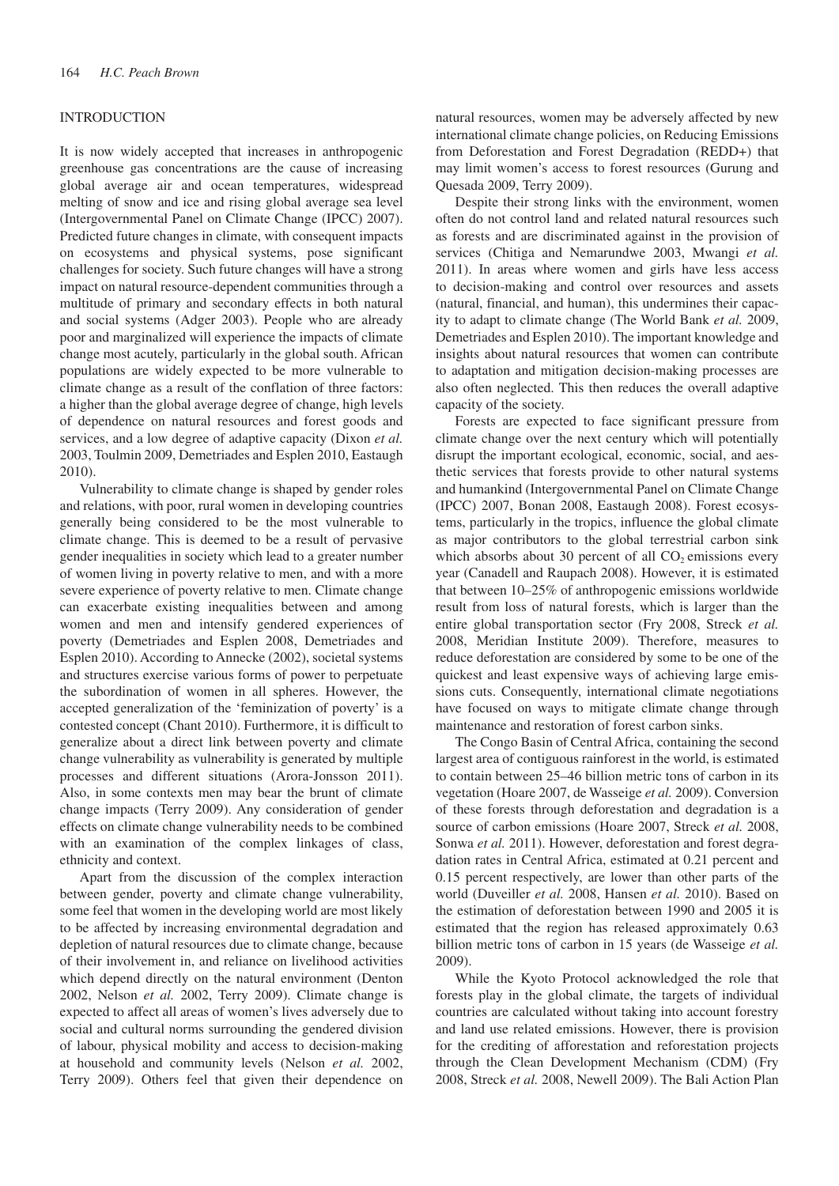## INTRODUCTION

It is now widely accepted that increases in anthropogenic greenhouse gas concentrations are the cause of increasing global average air and ocean temperatures, widespread melting of snow and ice and rising global average sea level (Intergovernmental Panel on Climate Change (IPCC) 2007). Predicted future changes in climate, with consequent impacts on ecosystems and physical systems, pose significant challenges for society. Such future changes will have a strong impact on natural resource-dependent communities through a multitude of primary and secondary effects in both natural and social systems (Adger 2003). People who are already poor and marginalized will experience the impacts of climate change most acutely, particularly in the global south. African populations are widely expected to be more vulnerable to climate change as a result of the conflation of three factors: a higher than the global average degree of change, high levels of dependence on natural resources and forest goods and services, and a low degree of adaptive capacity (Dixon *et al.* 2003, Toulmin 2009, Demetriades and Esplen 2010, Eastaugh 2010).

Vulnerability to climate change is shaped by gender roles and relations, with poor, rural women in developing countries generally being considered to be the most vulnerable to climate change. This is deemed to be a result of pervasive gender inequalities in society which lead to a greater number of women living in poverty relative to men, and with a more severe experience of poverty relative to men. Climate change can exacerbate existing inequalities between and among women and men and intensify gendered experiences of poverty (Demetriades and Esplen 2008, Demetriades and Esplen 2010). According to Annecke (2002), societal systems and structures exercise various forms of power to perpetuate the subordination of women in all spheres. However, the accepted generalization of the 'feminization of poverty' is a contested concept (Chant 2010). Furthermore, it is difficult to generalize about a direct link between poverty and climate change vulnerability as vulnerability is generated by multiple processes and different situations (Arora-Jonsson 2011). Also, in some contexts men may bear the brunt of climate change impacts (Terry 2009). Any consideration of gender effects on climate change vulnerability needs to be combined with an examination of the complex linkages of class, ethnicity and context.

Apart from the discussion of the complex interaction between gender, poverty and climate change vulnerability, some feel that women in the developing world are most likely to be affected by increasing environmental degradation and depletion of natural resources due to climate change, because of their involvement in, and reliance on livelihood activities which depend directly on the natural environment (Denton 2002, Nelson *et al.* 2002, Terry 2009). Climate change is expected to affect all areas of women's lives adversely due to social and cultural norms surrounding the gendered division of labour, physical mobility and access to decision-making at household and community levels (Nelson *et al.* 2002, Terry 2009). Others feel that given their dependence on natural resources, women may be adversely affected by new international climate change policies, on Reducing Emissions from Deforestation and Forest Degradation (REDD+) that may limit women's access to forest resources (Gurung and Quesada 2009, Terry 2009).

Despite their strong links with the environment, women often do not control land and related natural resources such as forests and are discriminated against in the provision of services (Chitiga and Nemarundwe 2003, Mwangi *et al.* 2011). In areas where women and girls have less access to decision-making and control over resources and assets (natural, financial, and human), this undermines their capacity to adapt to climate change (The World Bank *et al.* 2009, Demetriades and Esplen 2010). The important knowledge and insights about natural resources that women can contribute to adaptation and mitigation decision-making processes are also often neglected. This then reduces the overall adaptive capacity of the society.

Forests are expected to face significant pressure from climate change over the next century which will potentially disrupt the important ecological, economic, social, and aesthetic services that forests provide to other natural systems and humankind (Intergovernmental Panel on Climate Change (IPCC) 2007, Bonan 2008, Eastaugh 2008). Forest ecosystems, particularly in the tropics, influence the global climate as major contributors to the global terrestrial carbon sink which absorbs about 30 percent of all $CO_2$ emissions every year (Canadell and Raupach 2008). However, it is estimated that between 10–25% of anthropogenic emissions worldwide result from loss of natural forests, which is larger than the entire global transportation sector (Fry 2008, Streck *et al.* 2008, Meridian Institute 2009). Therefore, measures to reduce deforestation are considered by some to be one of the quickest and least expensive ways of achieving large emissions cuts. Consequently, international climate negotiations have focused on ways to mitigate climate change through maintenance and restoration of forest carbon sinks.

The Congo Basin of Central Africa, containing the second largest area of contiguous rainforest in the world, is estimated to contain between 25–46 billion metric tons of carbon in its vegetation (Hoare 2007, de Wasseige *et al.* 2009). Conversion of these forests through deforestation and degradation is a source of carbon emissions (Hoare 2007, Streck *et al.* 2008, Sonwa *et al.* 2011). However, deforestation and forest degradation rates in Central Africa, estimated at 0.21 percent and 0.15 percent respectively, are lower than other parts of the world (Duveiller *et al.* 2008, Hansen *et al.* 2010). Based on the estimation of deforestation between 1990 and 2005 it is estimated that the region has released approximately 0.63 billion metric tons of carbon in 15 years (de Wasseige *et al.* 2009).

While the Kyoto Protocol acknowledged the role that forests play in the global climate, the targets of individual countries are calculated without taking into account forestry and land use related emissions. However, there is provision for the crediting of afforestation and reforestation projects through the Clean Development Mechanism (CDM) (Fry 2008, Streck *et al.* 2008, Newell 2009). The Bali Action Plan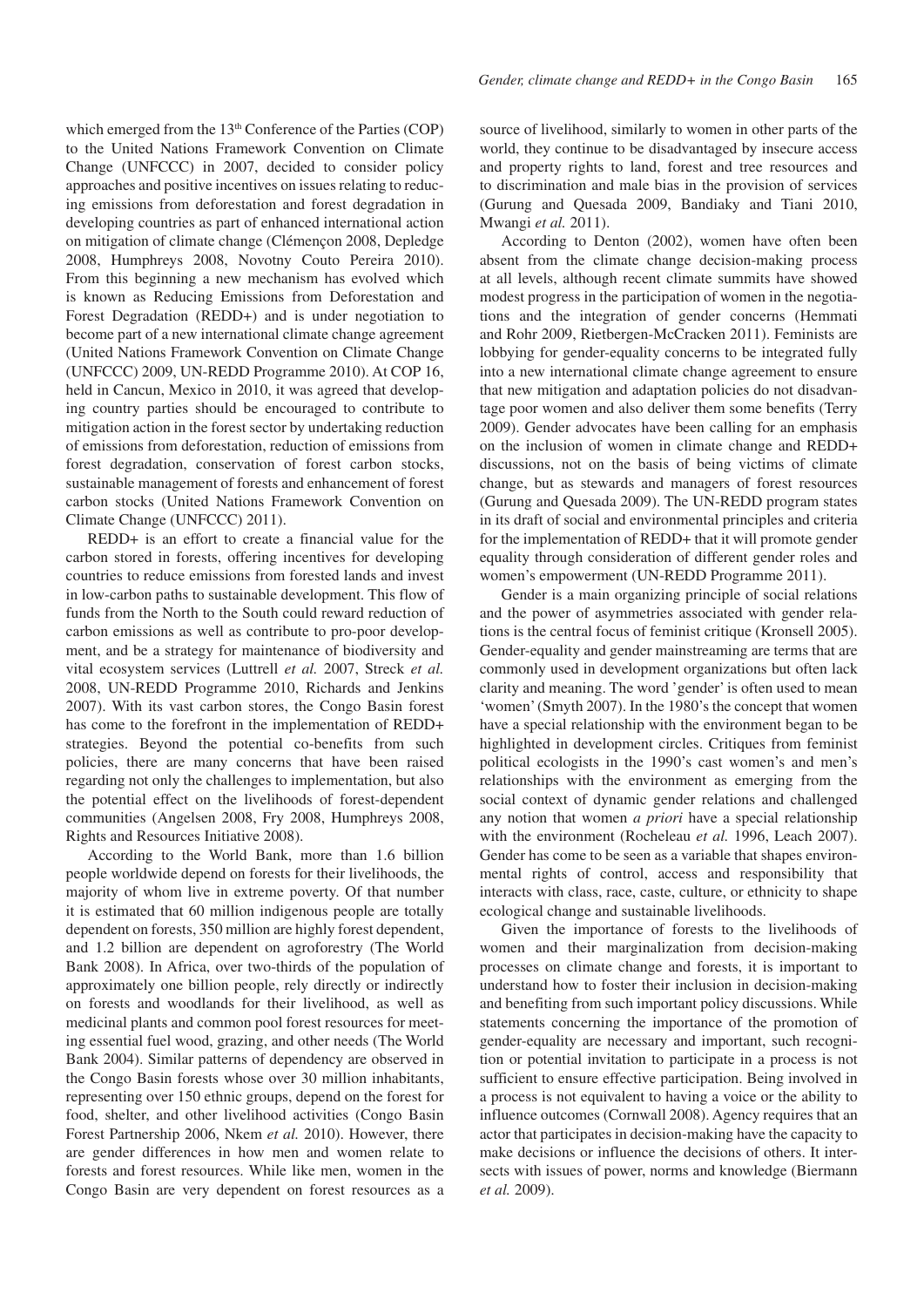which emerged from the 13th Conference of the Parties (COP) to the United Nations Framework Convention on Climate Change (UNFCCC) in 2007, decided to consider policy approaches and positive incentives on issues relating to reducing emissions from deforestation and forest degradation in developing countries as part of enhanced international action on mitigation of climate change (Clémençon 2008, Depledge 2008, Humphreys 2008, Novotny Couto Pereira 2010). From this beginning a new mechanism has evolved which is known as Reducing Emissions from Deforestation and Forest Degradation (REDD+) and is under negotiation to become part of a new international climate change agreement (United Nations Framework Convention on Climate Change (UNFCCC) 2009, UN-REDD Programme 2010). At COP 16, held in Cancun, Mexico in 2010, it was agreed that developing country parties should be encouraged to contribute to mitigation action in the forest sector by undertaking reduction of emissions from deforestation, reduction of emissions from forest degradation, conservation of forest carbon stocks, sustainable management of forests and enhancement of forest carbon stocks (United Nations Framework Convention on Climate Change (UNFCCC) 2011).

REDD+ is an effort to create a financial value for the carbon stored in forests, offering incentives for developing countries to reduce emissions from forested lands and invest in low-carbon paths to sustainable development. This flow of funds from the North to the South could reward reduction of carbon emissions as well as contribute to pro-poor development, and be a strategy for maintenance of biodiversity and vital ecosystem services (Luttrell *et al.* 2007, Streck *et al.* 2008, UN-REDD Programme 2010, Richards and Jenkins 2007). With its vast carbon stores, the Congo Basin forest has come to the forefront in the implementation of REDD+ strategies. Beyond the potential co-benefits from such policies, there are many concerns that have been raised regarding not only the challenges to implementation, but also the potential effect on the livelihoods of forest-dependent communities (Angelsen 2008, Fry 2008, Humphreys 2008, Rights and Resources Initiative 2008).

According to the World Bank, more than 1.6 billion people worldwide depend on forests for their livelihoods, the majority of whom live in extreme poverty. Of that number it is estimated that 60 million indigenous people are totally dependent on forests, 350 million are highly forest dependent, and 1.2 billion are dependent on agroforestry (The World Bank 2008). In Africa, over two-thirds of the population of approximately one billion people, rely directly or indirectly on forests and woodlands for their livelihood, as well as medicinal plants and common pool forest resources for meeting essential fuel wood, grazing, and other needs (The World Bank 2004). Similar patterns of dependency are observed in the Congo Basin forests whose over 30 million inhabitants, representing over 150 ethnic groups, depend on the forest for food, shelter, and other livelihood activities (Congo Basin Forest Partnership 2006, Nkem *et al.* 2010). However, there are gender differences in how men and women relate to forests and forest resources. While like men, women in the Congo Basin are very dependent on forest resources as a source of livelihood, similarly to women in other parts of the world, they continue to be disadvantaged by insecure access and property rights to land, forest and tree resources and to discrimination and male bias in the provision of services (Gurung and Quesada 2009, Bandiaky and Tiani 2010, Mwangi *et al.* 2011).

According to Denton (2002), women have often been absent from the climate change decision-making process at all levels, although recent climate summits have showed modest progress in the participation of women in the negotiations and the integration of gender concerns (Hemmati and Rohr 2009, Rietbergen-McCracken 2011). Feminists are lobbying for gender-equality concerns to be integrated fully into a new international climate change agreement to ensure that new mitigation and adaptation policies do not disadvantage poor women and also deliver them some benefits (Terry 2009). Gender advocates have been calling for an emphasis on the inclusion of women in climate change and REDD+ discussions, not on the basis of being victims of climate change, but as stewards and managers of forest resources (Gurung and Quesada 2009). The UN-REDD program states in its draft of social and environmental principles and criteria for the implementation of REDD+ that it will promote gender equality through consideration of different gender roles and women's empowerment (UN-REDD Programme 2011).

Gender is a main organizing principle of social relations and the power of asymmetries associated with gender relations is the central focus of feminist critique (Kronsell 2005). Gender-equality and gender mainstreaming are terms that are commonly used in development organizations but often lack clarity and meaning. The word 'gender' is often used to mean 'women' (Smyth 2007). In the 1980's the concept that women have a special relationship with the environment began to be highlighted in development circles. Critiques from feminist political ecologists in the 1990's cast women's and men's relationships with the environment as emerging from the social context of dynamic gender relations and challenged any notion that women *a priori* have a special relationship with the environment (Rocheleau *et al.* 1996, Leach 2007). Gender has come to be seen as a variable that shapes environmental rights of control, access and responsibility that interacts with class, race, caste, culture, or ethnicity to shape ecological change and sustainable livelihoods.

Given the importance of forests to the livelihoods of women and their marginalization from decision-making processes on climate change and forests, it is important to understand how to foster their inclusion in decision-making and benefiting from such important policy discussions. While statements concerning the importance of the promotion of gender-equality are necessary and important, such recognition or potential invitation to participate in a process is not sufficient to ensure effective participation. Being involved in a process is not equivalent to having a voice or the ability to influence outcomes (Cornwall 2008). Agency requires that an actor that participates in decision-making have the capacity to make decisions or influence the decisions of others. It intersects with issues of power, norms and knowledge (Biermann *et al.* 2009).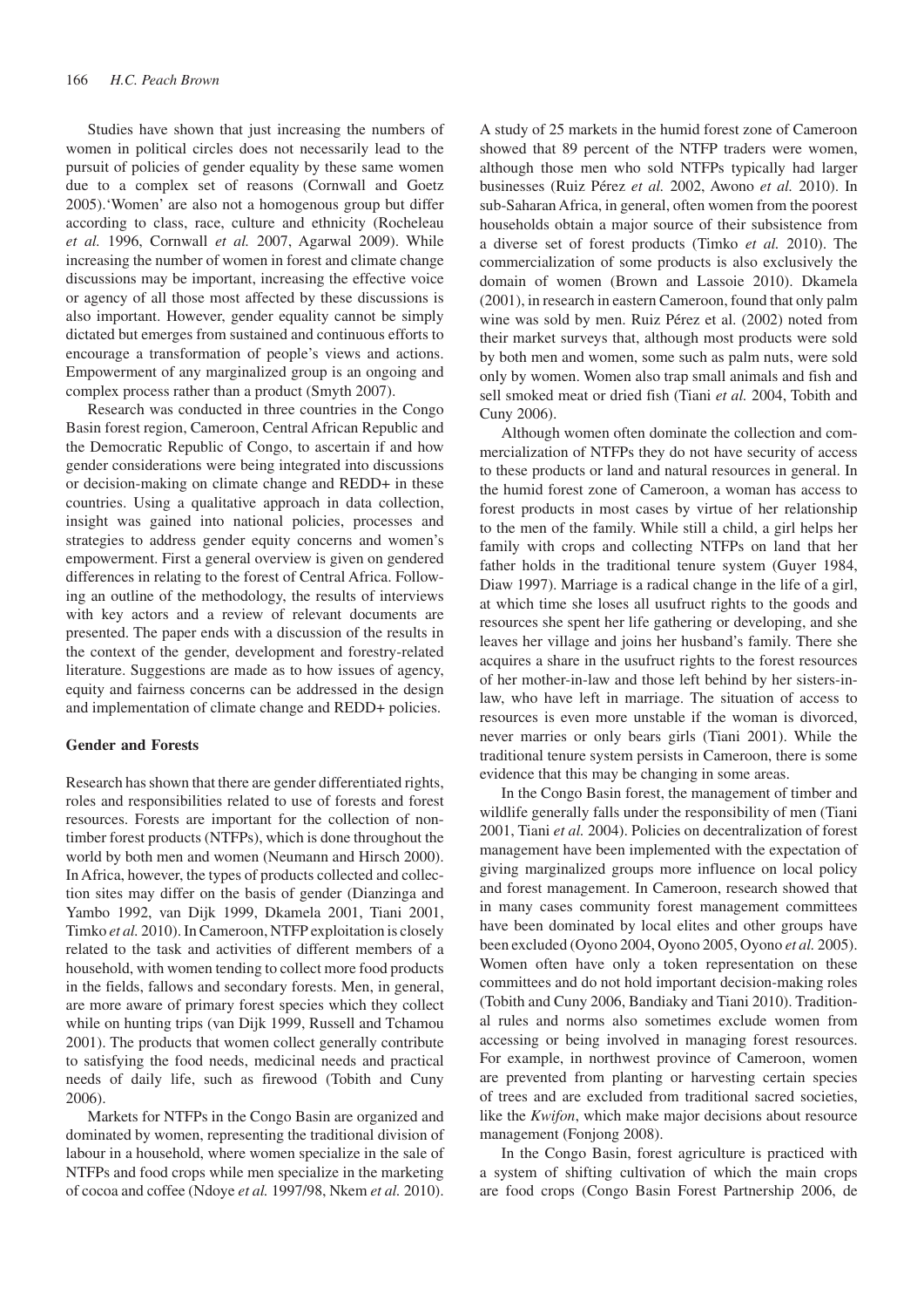Studies have shown that just increasing the numbers of women in political circles does not necessarily lead to the pursuit of policies of gender equality by these same women due to a complex set of reasons (Cornwall and Goetz 2005). 'Women' are also not a homogenous group but differ according to class, race, culture and ethnicity (Rocheleau *et al.* 1996, Cornwall *et al.* 2007, Agarwal 2009). While increasing the number of women in forest and climate change discussions may be important, increasing the effective voice or agency of all those most affected by these discussions is also important. However, gender equality cannot be simply dictated but emerges from sustained and continuous efforts to encourage a transformation of people's views and actions. Empowerment of any marginalized group is an ongoing and complex process rather than a product (Smyth 2007).

Research was conducted in three countries in the Congo Basin forest region, Cameroon, Central African Republic and the Democratic Republic of Congo, to ascertain if and how gender considerations were being integrated into discussions or decision-making on climate change and REDD+ in these countries. Using a qualitative approach in data collection, insight was gained into national policies, processes and strategies to address gender equity concerns and women's empowerment. First a general overview is given on gendered differences in relating to the forest of Central Africa. Following an outline of the methodology, the results of interviews with key actors and a review of relevant documents are presented. The paper ends with a discussion of the results in the context of the gender, development and forestry-related literature. Suggestions are made as to how issues of agency, equity and fairness concerns can be addressed in the design and implementation of climate change and REDD+ policies.

## Gender and Forests

Research has shown that there are gender differentiated rights, roles and responsibilities related to use of forests and forest resources. Forests are important for the collection of non-timber forest products (NTFPs), which is done throughout the world by both men and women (Neumann and Hirsch 2000). In Africa, however, the types of products collected and collection sites may differ on the basis of gender (Dianzinga and Yambo 1992, van Dijk 1999, Dkamela 2001, Tiani 2001, Timko *et al.* 2010). In Cameroon, NTFP exploitation is closely related to the task and activities of different members of a household, with women tending to collect more food products in the fields, fallows and secondary forests. Men, in general, are more aware of primary forest species which they collect while on hunting trips (van Dijk 1999, Russell and Tchamou 2001). The products that women collect generally contribute to satisfying the food needs, medicinal needs and practical needs of daily life, such as firewood (Tobith and Cuny 2006).

Markets for NTFPs in the Congo Basin are organized and dominated by women, representing the traditional division of labour in a household, where women specialize in the sale of NTFPs and food crops while men specialize in the marketing of cocoa and coffee (Ndoye *et al.* 1997/98, Nkem *et al.* 2010). A study of 25 markets in the humid forest zone of Cameroon showed that 89 percent of the NTFP traders were women, although those men who sold NTFPs typically had larger businesses (Ruiz Pérez *et al.* 2002, Awono *et al.* 2010). In sub-Saharan Africa, in general, often women from the poorest households obtain a major source of their subsistence from a diverse set of forest products (Timko *et al.* 2010). The commercialization of some products is also exclusively the domain of women (Brown and Lassoie 2010). Dkamela (2001), in research in eastern Cameroon, found that only palm wine was sold by men. Ruiz Pérez et al. (2002) noted from their market surveys that, although most products were sold by both men and women, some such as palm nuts, were sold only by women. Women also trap small animals and fish and sell smoked meat or dried fish (Tiani *et al.* 2004, Tobith and Cuny 2006).

Although women often dominate the collection and commercialization of NTFPs they do not have security of access to these products or land and natural resources in general. In the humid forest zone of Cameroon, a woman has access to forest products in most cases by virtue of her relationship to the men of the family. While still a child, a girl helps her family with crops and collecting NTFPs on land that her father holds in the traditional tenure system (Guyer 1984, Diaw 1997). Marriage is a radical change in the life of a girl, at which time she loses all usufruct rights to the goods and resources she spent her life gathering or developing, and she leaves her village and joins her husband's family. There she acquires a share in the usufruct rights to the forest resources of her mother-in-law and those left behind by her sisters-in-law, who have left in marriage. The situation of access to resources is even more unstable if the woman is divorced, never marries or only bears girls (Tiani 2001). While the traditional tenure system persists in Cameroon, there is some evidence that this may be changing in some areas.

In the Congo Basin forest, the management of timber and wildlife generally falls under the responsibility of men (Tiani 2001, Tiani *et al.* 2004). Policies on decentralization of forest management have been implemented with the expectation of giving marginalized groups more influence on local policy and forest management. In Cameroon, research showed that in many cases community forest management committees have been dominated by local elites and other groups have been excluded (Oyono 2004, Oyono 2005, Oyono *et al.* 2005). Women often have only a token representation on these committees and do not hold important decision-making roles (Tobith and Cuny 2006, Bandiaky and Tiani 2010). Traditional rules and norms also sometimes exclude women from accessing or being involved in managing forest resources. For example, in northwest province of Cameroon, women are prevented from planting or harvesting certain species of trees and are excluded from traditional sacred societies, like the *Kwifon*, which make major decisions about resource management (Fonjong 2008).

In the Congo Basin, forest agriculture is practiced with a system of shifting cultivation of which the main crops are food crops (Congo Basin Forest Partnership 2006, de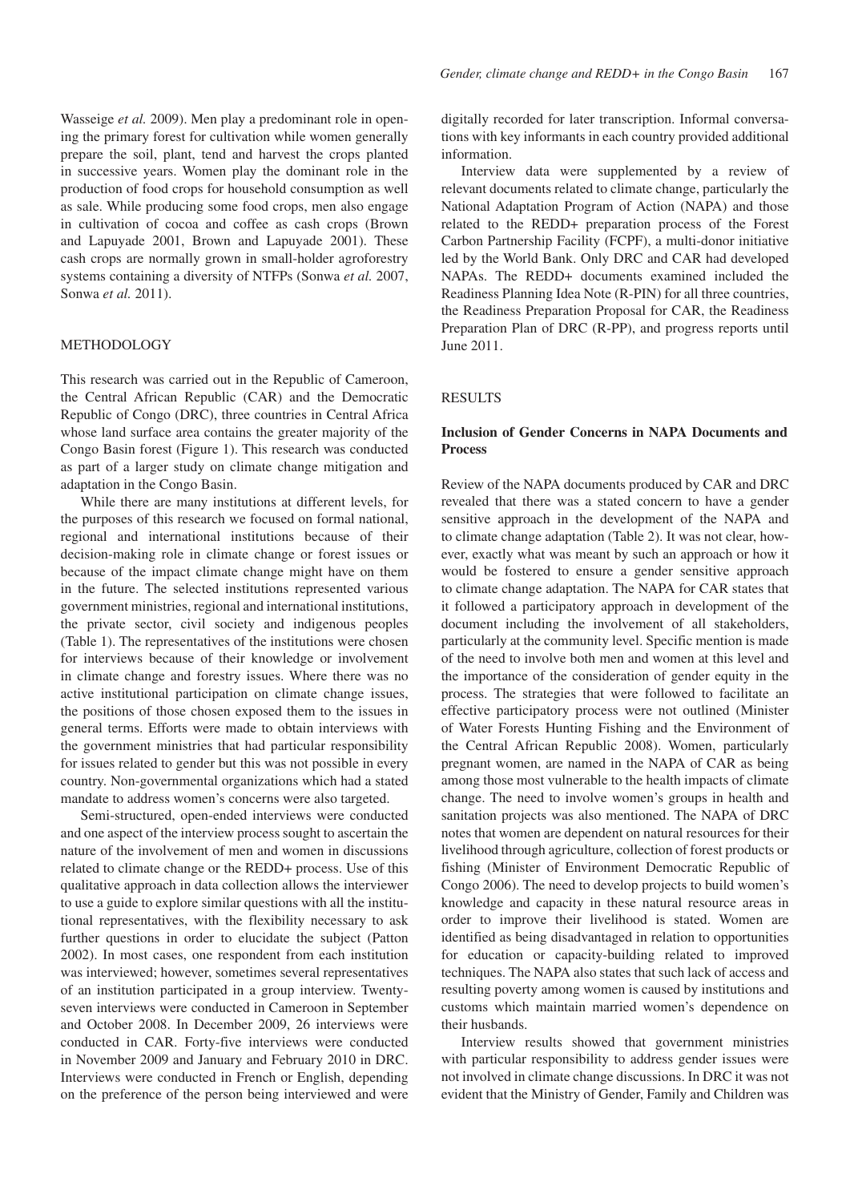Wasseige *et al.* 2009). Men play a predominant role in opening the primary forest for cultivation while women generally prepare the soil, plant, tend and harvest the crops planted in successive years. Women play the dominant role in the production of food crops for household consumption as well as sale. While producing some food crops, men also engage in cultivation of cocoa and coffee as cash crops (Brown and Lapuyade 2001, Brown and Lapuyade 2001). These cash crops are normally grown in small-holder agroforestry systems containing a diversity of NTFPs (Sonwa *et al.* 2007, Sonwa *et al.* 2011).

## METHODOLOGY

This research was carried out in the Republic of Cameroon, the Central African Republic (CAR) and the Democratic Republic of Congo (DRC), three countries in Central Africa whose land surface area contains the greater majority of the Congo Basin forest (Figure 1). This research was conducted as part of a larger study on climate change mitigation and adaptation in the Congo Basin.

While there are many institutions at different levels, for the purposes of this research we focused on formal national, regional and international institutions because of their decision-making role in climate change or forest issues or because of the impact climate change might have on them in the future. The selected institutions represented various government ministries, regional and international institutions, the private sector, civil society and indigenous peoples (Table 1). The representatives of the institutions were chosen for interviews because of their knowledge or involvement in climate change and forestry issues. Where there was no active institutional participation on climate change issues, the positions of those chosen exposed them to the issues in general terms. Efforts were made to obtain interviews with the government ministries that had particular responsibility for issues related to gender but this was not possible in every country. Non-governmental organizations which had a stated mandate to address women's concerns were also targeted.

Semi-structured, open-ended interviews were conducted and one aspect of the interview process sought to ascertain the nature of the involvement of men and women in discussions related to climate change or the REDD+ process. Use of this qualitative approach in data collection allows the interviewer to use a guide to explore similar questions with all the institutional representatives, with the flexibility necessary to ask further questions in order to elucidate the subject (Patton 2002). In most cases, one respondent from each institution was interviewed; however, sometimes several representatives of an institution participated in a group interview. Twenty-seven interviews were conducted in Cameroon in September and October 2008. In December 2009, 26 interviews were conducted in CAR. Forty-five interviews were conducted in November 2009 and January and February 2010 in DRC. Interviews were conducted in French or English, depending on the preference of the person being interviewed and were digitally recorded for later transcription. Informal conversations with key informants in each country provided additional information.

Interview data were supplemented by a review of relevant documents related to climate change, particularly the National Adaptation Program of Action (NAPA) and those related to the REDD+ preparation process of the Forest Carbon Partnership Facility (FCPF), a multi-donor initiative led by the World Bank. Only DRC and CAR had developed NAPAs. The REDD+ documents examined included the Readiness Planning Idea Note (R-PIN) for all three countries, the Readiness Preparation Proposal for CAR, the Readiness Preparation Plan of DRC (R-PP), and progress reports until June 2011.

## RESULTS

### Inclusion of Gender Concerns in NAPA Documents and Process

Review of the NAPA documents produced by CAR and DRC revealed that there was a stated concern to have a gender sensitive approach in the development of the NAPA and to climate change adaptation (Table 2). It was not clear, however, exactly what was meant by such an approach or how it would be fostered to ensure a gender sensitive approach to climate change adaptation. The NAPA for CAR states that it followed a participatory approach in development of the document including the involvement of all stakeholders, particularly at the community level. Specific mention is made of the need to involve both men and women at this level and the importance of the consideration of gender equity in the process. The strategies that were followed to facilitate an effective participatory process were not outlined (Minister of Water Forests Hunting Fishing and the Environment of the Central African Republic 2008). Women, particularly pregnant women, are named in the NAPA of CAR as being among those most vulnerable to the health impacts of climate change. The need to involve women's groups in health and sanitation projects was also mentioned. The NAPA of DRC notes that women are dependent on natural resources for their livelihood through agriculture, collection of forest products or fishing (Minister of Environment Democratic Republic of Congo 2006). The need to develop projects to build women's knowledge and capacity in these natural resource areas in order to improve their livelihood is stated. Women are identified as being disadvantaged in relation to opportunities for education or capacity-building related to improved techniques. The NAPA also states that such lack of access and resulting poverty among women is caused by institutions and customs which maintain married women's dependence on their husbands.

Interview results showed that government ministries with particular responsibility to address gender issues were not involved in climate change discussions. In DRC it was not evident that the Ministry of Gender, Family and Children was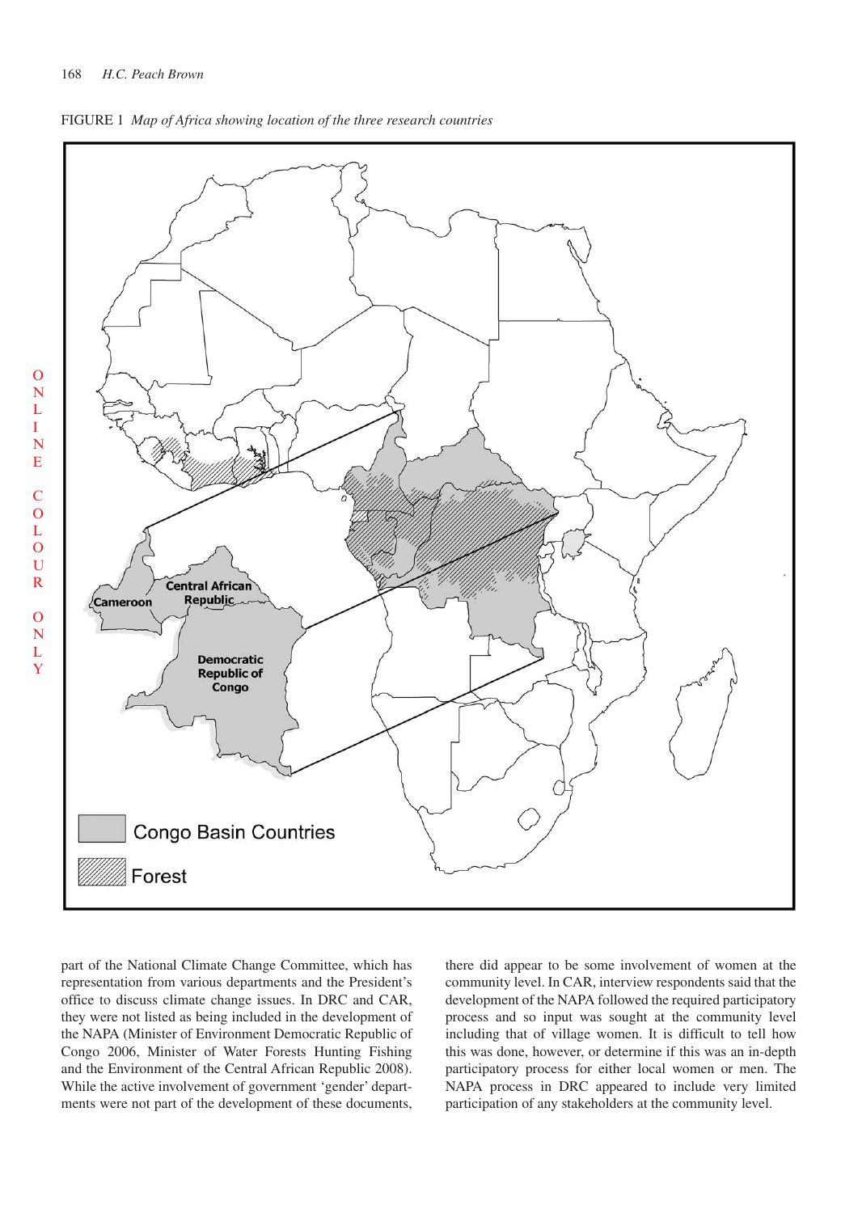FIGURE 1 *Map of Africa showing location of the three research countries*

part of the National Climate Change Committee, which has representation from various departments and the President's office to discuss climate change issues. In DRC and CAR, they were not listed as being included in the development of the NAPA (Minister of Environment Democratic Republic of Congo 2006, Minister of Water Forests Hunting Fishing and the Environment of the Central African Republic 2008). While the active involvement of government 'gender' departments were not part of the development of these documents, there did appear to be some involvement of women at the community level. In CAR, interview respondents said that the development of the NAPA followed the required participatory process and so input was sought at the community level including that of village women. It is difficult to tell how this was done, however, or determine if this was an in-depth participatory process for either local women or men. The NAPA process in DRC appeared to include very limited participation of any stakeholders at the community level.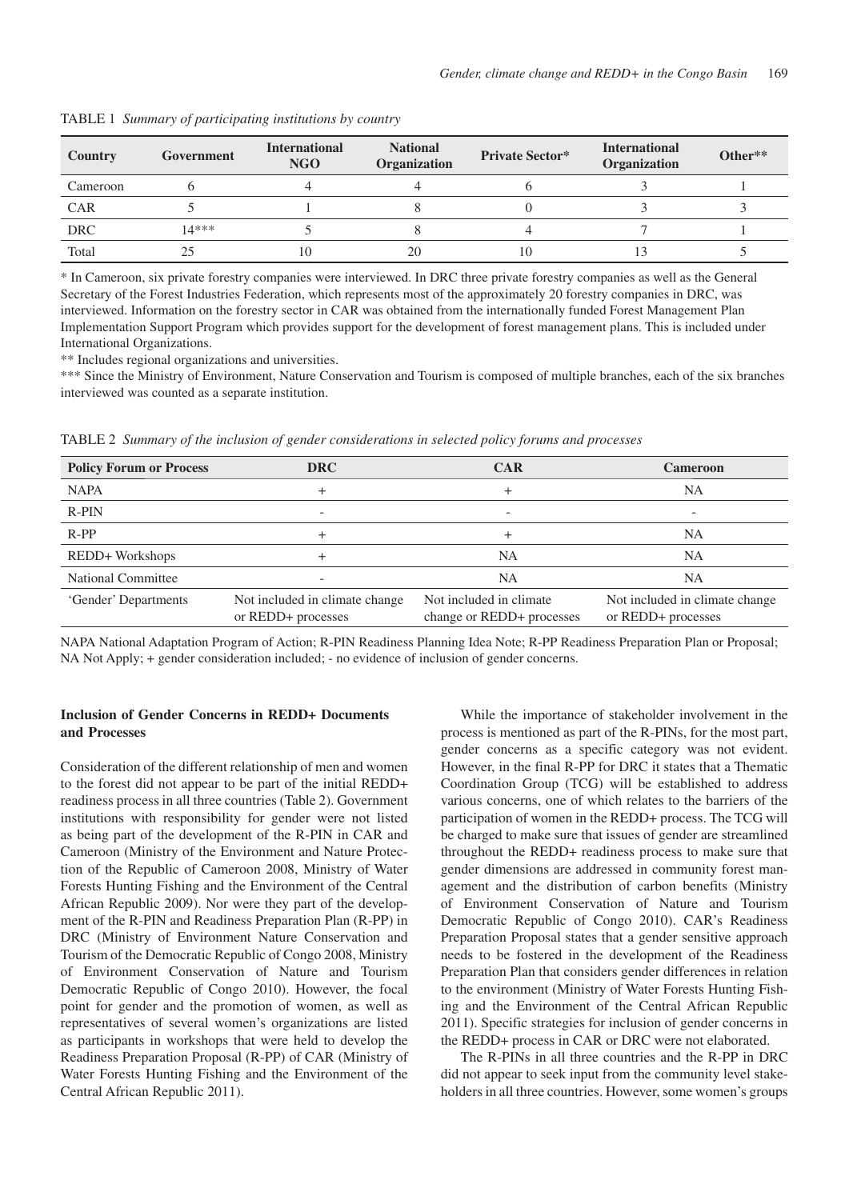TABLE 1 *Summary of participating institutions by country*

| Country | Government | International NGO | National Organization | Private Sector* | International Organization | Other** |
|---|---|---|---|---|---|---|
| Cameroon | 6 | 4 | 4 | 6 | 3 | 1 |
| CAR | 5 | 1 | 8 | 0 | 3 | 3 |
| DRC | 14*** | 5 | 8 | 4 | 7 | 1 |
| Total | 25 | 10 | 20 | 10 | 13 | 5 |

* In Cameroon, six private forestry companies were interviewed. In DRC three private forestry companies as well as the General Secretary of the Forest Industries Federation, which represents most of the approximately 20 forestry companies in DRC, was interviewed. Information on the forestry sector in CAR was obtained from the internationally funded Forest Management Plan Implementation Support Program which provides support for the development of forest management plans. This is included under International Organizations.

** Includes regional organizations and universities.

*** Since the Ministry of Environment, Nature Conservation and Tourism is composed of multiple branches, each of the six branches interviewed was counted as a separate institution.

TABLE 2 *Summary of the inclusion of gender considerations in selected policy forums and processes*

| Policy Forum or Process | DRC | CAR | Cameroon |
|---|---|---|---|
| NAPA | + | + | NA |
| R-PIN | - | - | - |
| R-PP | + | + | NA |
| REDD+ Workshops | + | NA | NA |
| National Committee | - | NA | NA |
| 'Gender' Departments | Not included in climate change or REDD+ processes | Not included in climate change or REDD+ processes | Not included in climate change or REDD+ processes |

NAPA National Adaptation Program of Action; R-PIN Readiness Planning Idea Note; R-PP Readiness Preparation Plan or Proposal; NA Not Apply; + gender consideration included; - no evidence of inclusion of gender concerns.

### Inclusion of Gender Concerns in REDD+ Documents and Processes

Consideration of the different relationship of men and women to the forest did not appear to be part of the initial REDD+ readiness process in all three countries (Table 2). Government institutions with responsibility for gender were not listed as being part of the development of the R-PIN in CAR and Cameroon (Ministry of the Environment and Nature Protection of the Republic of Cameroon 2008, Ministry of Water Forests Hunting Fishing and the Environment of the Central African Republic 2009). Nor were they part of the development of the R-PIN and Readiness Preparation Plan (R-PP) in DRC (Ministry of Environment Nature Conservation and Tourism of the Democratic Republic of Congo 2008, Ministry of Environment Conservation of Nature and Tourism Democratic Republic of Congo 2010). However, the focal point for gender and the promotion of women, as well as representatives of several women's organizations are listed as participants in workshops that were held to develop the Readiness Preparation Proposal (R-PP) of CAR (Ministry of Water Forests Hunting Fishing and the Environment of the Central African Republic 2011).

While the importance of stakeholder involvement in the process is mentioned as part of the R-PINs, for the most part, gender concerns as a specific category was not evident. However, in the final R-PP for DRC it states that a Thematic Coordination Group (TCG) will be established to address various concerns, one of which relates to the barriers of the participation of women in the REDD+ process. The TCG will be charged to make sure that issues of gender are streamlined throughout the REDD+ readiness process to make sure that gender dimensions are addressed in community forest management and the distribution of carbon benefits (Ministry of Environment Conservation of Nature and Tourism Democratic Republic of Congo 2010). CAR's Readiness Preparation Proposal states that a gender sensitive approach needs to be fostered in the development of the Readiness Preparation Plan that considers gender differences in relation to the environment (Ministry of Water Forests Hunting Fishing and the Environment of the Central African Republic 2011). Specific strategies for inclusion of gender concerns in the REDD+ process in CAR or DRC were not elaborated.

The R-PINs in all three countries and the R-PP in DRC did not appear to seek input from the community level stakeholders in all three countries. However, some women's groups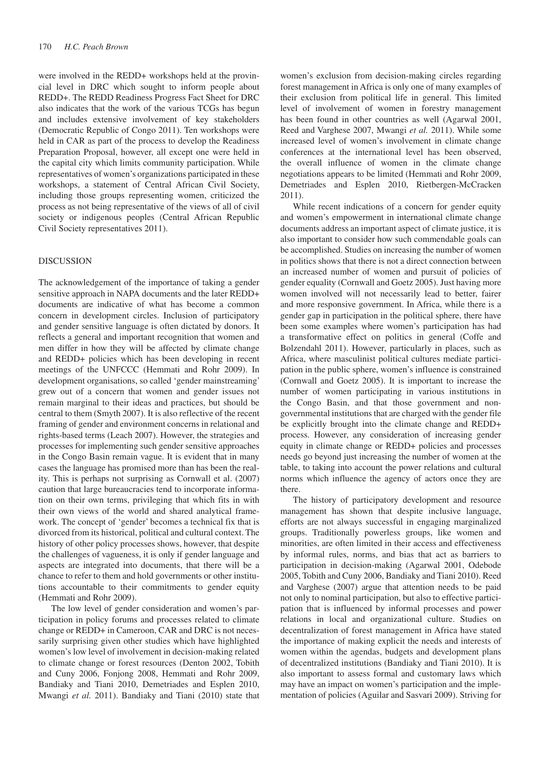were involved in the REDD+ workshops held at the provincial level in DRC which sought to inform people about REDD+. The REDD Readiness Progress Fact Sheet for DRC also indicates that the work of the various TCGs has begun and includes extensive involvement of key stakeholders (Democratic Republic of Congo 2011). Ten workshops were held in CAR as part of the process to develop the Readiness Preparation Proposal, however, all except one were held in the capital city which limits community participation. While representatives of women's organizations participated in these workshops, a statement of Central African Civil Society, including those groups representing women, criticized the process as not being representative of the views of all of civil society or indigenous peoples (Central African Republic Civil Society representatives 2011).

## DISCUSSION

The acknowledgement of the importance of taking a gender sensitive approach in NAPA documents and the later REDD+ documents are indicative of what has become a common concern in development circles. Inclusion of participatory and gender sensitive language is often dictated by donors. It reflects a general and important recognition that women and men differ in how they will be affected by climate change and REDD+ policies which has been developing in recent meetings of the UNFCCC (Hemmati and Rohr 2009). In development organisations, so called 'gender mainstreaming' grew out of a concern that women and gender issues not remain marginal to their ideas and practices, but should be central to them (Smyth 2007). It is also reflective of the recent framing of gender and environment concerns in relational and rights-based terms (Leach 2007). However, the strategies and processes for implementing such gender sensitive approaches in the Congo Basin remain vague. It is evident that in many cases the language has promised more than has been the reality. This is perhaps not surprising as Cornwall et al. (2007) caution that large bureaucracies tend to incorporate information on their own terms, privileging that which fits in with their own views of the world and shared analytical framework. The concept of 'gender' becomes a technical fix that is divorced from its historical, political and cultural context. The history of other policy processes shows, however, that despite the challenges of vagueness, it is only if gender language and aspects are integrated into documents, that there will be a chance to refer to them and hold governments or other institutions accountable to their commitments to gender equity (Hemmati and Rohr 2009).

The low level of gender consideration and women's participation in policy forums and processes related to climate change or REDD+ in Cameroon, CAR and DRC is not necessarily surprising given other studies which have highlighted women's low level of involvement in decision-making related to climate change or forest resources (Denton 2002, Tobith and Cuny 2006, Fonjong 2008, Hemmati and Rohr 2009, Bandiaky and Tiani 2010, Demetriades and Esplen 2010, Mwangi *et al.* 2011). Bandiaky and Tiani (2010) state that women's exclusion from decision-making circles regarding forest management in Africa is only one of many examples of their exclusion from political life in general. This limited level of involvement of women in forestry management has been found in other countries as well (Agarwal 2001, Reed and Varghese 2007, Mwangi *et al.* 2011). While some increased level of women's involvement in climate change conferences at the international level has been observed, the overall influence of women in the climate change negotiations appears to be limited (Hemmati and Rohr 2009, Demetriades and Esplen 2010, Rietbergen-McCracken 2011).

While recent indications of a concern for gender equity and women's empowerment in international climate change documents address an important aspect of climate justice, it is also important to consider how such commendable goals can be accomplished. Studies on increasing the number of women in politics shows that there is not a direct connection between an increased number of women and pursuit of policies of gender equality (Cornwall and Goetz 2005). Just having more women involved will not necessarily lead to better, fairer and more responsive government. In Africa, while there is a gender gap in participation in the political sphere, there have been some examples where women's participation has had a transformative effect on politics in general (Coffe and Bolzendahl 2011). However, particularly in places, such as Africa, where masculinist political cultures mediate participation in the public sphere, women's influence is constrained (Cornwall and Goetz 2005). It is important to increase the number of women participating in various institutions in the Congo Basin, and that those government and nongovernmental institutions that are charged with the gender file be explicitly brought into the climate change and REDD+ process. However, any consideration of increasing gender equity in climate change or REDD+ policies and processes needs go beyond just increasing the number of women at the table, to taking into account the power relations and cultural norms which influence the agency of actors once they are there.

The history of participatory development and resource management has shown that despite inclusive language, efforts are not always successful in engaging marginalized groups. Traditionally powerless groups, like women and minorities, are often limited in their access and effectiveness by informal rules, norms, and bias that act as barriers to participation in decision-making (Agarwal 2001, Odebode 2005, Tobith and Cuny 2006, Bandiaky and Tiani 2010). Reed and Varghese (2007) argue that attention needs to be paid not only to nominal participation, but also to effective participation that is influenced by informal processes and power relations in local and organizational culture. Studies on decentralization of forest management in Africa have stated the importance of making explicit the needs and interests of women within the agendas, budgets and development plans of decentralized institutions (Bandiaky and Tiani 2010). It is also important to assess formal and customary laws which may have an impact on women's participation and the implementation of policies (Aguilar and Sasvari 2009). Striving for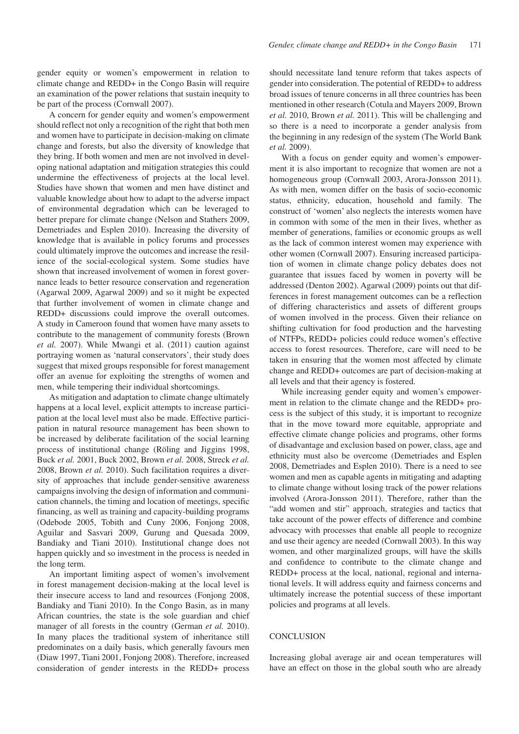gender equity or women's empowerment in relation to climate change and REDD+ in the Congo Basin will require an examination of the power relations that sustain inequity to be part of the process (Cornwall 2007).

A concern for gender equity and women's empowerment should reflect not only a recognition of the right that both men and women have to participate in decision-making on climate change and forests, but also the diversity of knowledge that they bring. If both women and men are not involved in developing national adaptation and mitigation strategies this could undermine the effectiveness of projects at the local level. Studies have shown that women and men have distinct and valuable knowledge about how to adapt to the adverse impact of environmental degradation which can be leveraged to better prepare for climate change (Nelson and Stathers 2009, Demetriades and Esplen 2010). Increasing the diversity of knowledge that is available in policy forums and processes could ultimately improve the outcomes and increase the resilience of the social-ecological system. Some studies have shown that increased involvement of women in forest governance leads to better resource conservation and regeneration (Agarwal 2009, Agarwal 2009) and so it might be expected that further involvement of women in climate change and REDD+ discussions could improve the overall outcomes. A study in Cameroon found that women have many assets to contribute to the management of community forests (Brown *et al.* 2007). While Mwangi et al. (2011) caution against portraying women as 'natural conservators', their study does suggest that mixed groups responsible for forest management offer an avenue for exploiting the strengths of women and men, while tempering their individual shortcomings.

As mitigation and adaptation to climate change ultimately happens at a local level, explicit attempts to increase participation at the local level must also be made. Effective participation in natural resource management has been shown to be increased by deliberate facilitation of the social learning process of institutional change (Röling and Jiggins 1998, Buck *et al.* 2001, Buck 2002, Brown *et al.* 2008, Streck *et al.* 2008, Brown *et al.* 2010). Such facilitation requires a diversity of approaches that include gender-sensitive awareness campaigns involving the design of information and communication channels, the timing and location of meetings, specific financing, as well as training and capacity-building programs (Odebode 2005, Tobith and Cuny 2006, Fonjong 2008, Aguilar and Sasvari 2009, Gurung and Quesada 2009, Bandiaky and Tiani 2010). Institutional change does not happen quickly and so investment in the process is needed in the long term.

An important limiting aspect of women's involvement in forest management decision-making at the local level is their insecure access to land and resources (Fonjong 2008, Bandiaky and Tiani 2010). In the Congo Basin, as in many African countries, the state is the sole guardian and chief manager of all forests in the country (German *et al.* 2010). In many places the traditional system of inheritance still predominates on a daily basis, which generally favours men (Diaw 1997, Tiani 2001, Fonjong 2008). Therefore, increased consideration of gender interests in the REDD+ process should necessitate land tenure reform that takes aspects of gender into consideration. The potential of REDD+ to address broad issues of tenure concerns in all three countries has been mentioned in other research (Cotula and Mayers 2009, Brown *et al.* 2010, Brown *et al.* 2011). This will be challenging and so there is a need to incorporate a gender analysis from the beginning in any redesign of the system (The World Bank *et al.* 2009).

With a focus on gender equity and women's empowerment it is also important to recognize that women are not a homogeneous group (Cornwall 2003, Arora-Jonsson 2011). As with men, women differ on the basis of socio-economic status, ethnicity, education, household and family. The construct of 'women' also neglects the interests women have in common with some of the men in their lives, whether as member of generations, families or economic groups as well as the lack of common interest women may experience with other women (Cornwall 2007). Ensuring increased participation of women in climate change policy debates does not guarantee that issues faced by women in poverty will be addressed (Denton 2002). Agarwal (2009) points out that differences in forest management outcomes can be a reflection of differing characteristics and assets of different groups of women involved in the process. Given their reliance on shifting cultivation for food production and the harvesting of NTFPs, REDD+ policies could reduce women's effective access to forest resources. Therefore, care will need to be taken in ensuring that the women most affected by climate change and REDD+ outcomes are part of decision-making at all levels and that their agency is fostered.

While increasing gender equity and women's empowerment in relation to the climate change and the REDD+ process is the subject of this study, it is important to recognize that in the move toward more equitable, appropriate and effective climate change policies and programs, other forms of disadvantage and exclusion based on power, class, age and ethnicity must also be overcome (Demetriades and Esplen 2008, Demetriades and Esplen 2010). There is a need to see women and men as capable agents in mitigating and adapting to climate change without losing track of the power relations involved (Arora-Jonsson 2011). Therefore, rather than the "add women and stir" approach, strategies and tactics that take account of the power effects of difference and combine advocacy with processes that enable all people to recognize and use their agency are needed (Cornwall 2003). In this way women, and other marginalized groups, will have the skills and confidence to contribute to the climate change and REDD+ process at the local, national, regional and international levels. It will address equity and fairness concerns and ultimately increase the potential success of these important policies and programs at all levels.

## CONCLUSION

Increasing global average air and ocean temperatures will have an effect on those in the global south who are already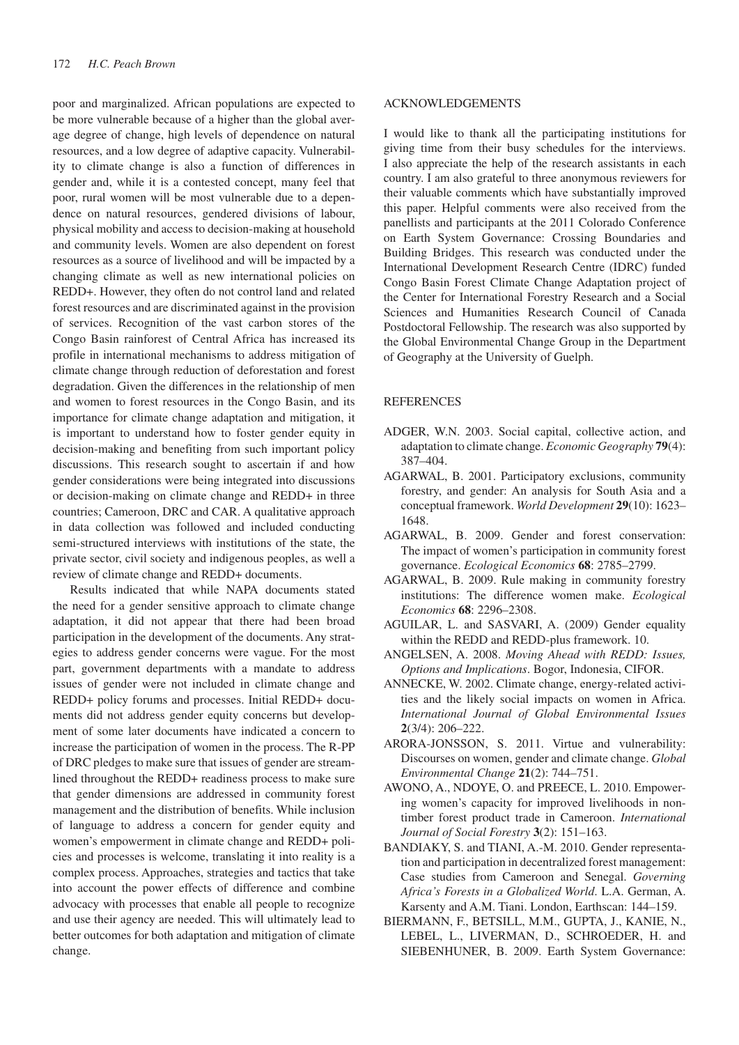poor and marginalized. African populations are expected to be more vulnerable because of a higher than the global average degree of change, high levels of dependence on natural resources, and a low degree of adaptive capacity. Vulnerability to climate change is also a function of differences in gender and, while it is a contested concept, many feel that poor, rural women will be most vulnerable due to a dependence on natural resources, gendered divisions of labour, physical mobility and access to decision-making at household and community levels. Women are also dependent on forest resources as a source of livelihood and will be impacted by a changing climate as well as new international policies on REDD+. However, they often do not control land and related forest resources and are discriminated against in the provision of services. Recognition of the vast carbon stores of the Congo Basin rainforest of Central Africa has increased its profile in international mechanisms to address mitigation of climate change through reduction of deforestation and forest degradation. Given the differences in the relationship of men and women to forest resources in the Congo Basin, and its importance for climate change adaptation and mitigation, it is important to understand how to foster gender equity in decision-making and benefiting from such important policy discussions. This research sought to ascertain if and how gender considerations were being integrated into discussions or decision-making on climate change and REDD+ in three countries; Cameroon, DRC and CAR. A qualitative approach in data collection was followed and included conducting semi-structured interviews with institutions of the state, the private sector, civil society and indigenous peoples, as well a review of climate change and REDD+ documents.

Results indicated that while NAPA documents stated the need for a gender sensitive approach to climate change adaptation, it did not appear that there had been broad participation in the development of the documents. Any strategies to address gender concerns were vague. For the most part, government departments with a mandate to address issues of gender were not included in climate change and REDD+ policy forums and processes. Initial REDD+ documents did not address gender equity concerns but development of some later documents have indicated a concern to increase the participation of women in the process. The R-PP of DRC pledges to make sure that issues of gender are streamlined throughout the REDD+ readiness process to make sure that gender dimensions are addressed in community forest management and the distribution of benefits. While inclusion of language to address a concern for gender equity and women's empowerment in climate change and REDD+ policies and processes is welcome, translating it into reality is a complex process. Approaches, strategies and tactics that take into account the power effects of difference and combine advocacy with processes that enable all people to recognize and use their agency are needed. This will ultimately lead to better outcomes for both adaptation and mitigation of climate change.

## ACKNOWLEDGEMENTS

I would like to thank all the participating institutions for giving time from their busy schedules for the interviews. I also appreciate the help of the research assistants in each country. I am also grateful to three anonymous reviewers for their valuable comments which have substantially improved this paper. Helpful comments were also received from the panellists and participants at the 2011 Colorado Conference on Earth System Governance: Crossing Boundaries and Building Bridges. This research was conducted under the International Development Research Centre (IDRC) funded Congo Basin Forest Climate Change Adaptation project of the Center for International Forestry Research and a Social Sciences and Humanities Research Council of Canada Postdoctoral Fellowship. The research was also supported by the Global Environmental Change Group in the Department of Geography at the University of Guelph.

## REFERENCES

ADGER, W.N. 2003. Social capital, collective action, and adaptation to climate change. *Economic Geography* **79**(4): 387–404.

AGARWAL, B. 2001. Participatory exclusions, community forestry, and gender: An analysis for South Asia and a conceptual framework. *World Development* **29**(10): 1623–1648.

AGARWAL, B. 2009. Gender and forest conservation: The impact of women's participation in community forest governance. *Ecological Economics* **68**: 2785–2799.

AGARWAL, B. 2009. Rule making in community forestry institutions: The difference women make. *Ecological Economics* **68**: 2296–2308.

AGUILAR, L. and SASVARI, A. (2009) Gender equality within the REDD and REDD-plus framework. 10.

ANGELSEN, A. 2008. *Moving Ahead with REDD: Issues, Options and Implications*. Bogor, Indonesia, CIFOR.

ANNECKE, W. 2002. Climate change, energy-related activities and the likely social impacts on women in Africa. *International Journal of Global Environmental Issues* **2**(3/4): 206–222.

ARORA-JONSSON, S. 2011. Virtue and vulnerability: Discourses on women, gender and climate change. *Global Environmental Change* **21**(2): 744–751.

AWONO, A., NDOYE, O. and PREECE, L. 2010. Empowering women's capacity for improved livelihoods in non-timber forest product trade in Cameroon. *International Journal of Social Forestry* **3**(2): 151–163.

BANDIAKY, S. and TIANI, A.-M. 2010. Gender representation and participation in decentralized forest management: Case studies from Cameroon and Senegal. *Governing Africa's Forests in a Globalized World*. L.A. German, A. Karsenty and A.M. Tiani. London, Earthscan: 144–159.

BIERMANN, F., BETSILL, M.M., GUPTA, J., KANIE, N., LEBEL, L., LIVERMAN, D., SCHROEDER, H. and SIEBENHUNER, B. 2009. Earth System Governance: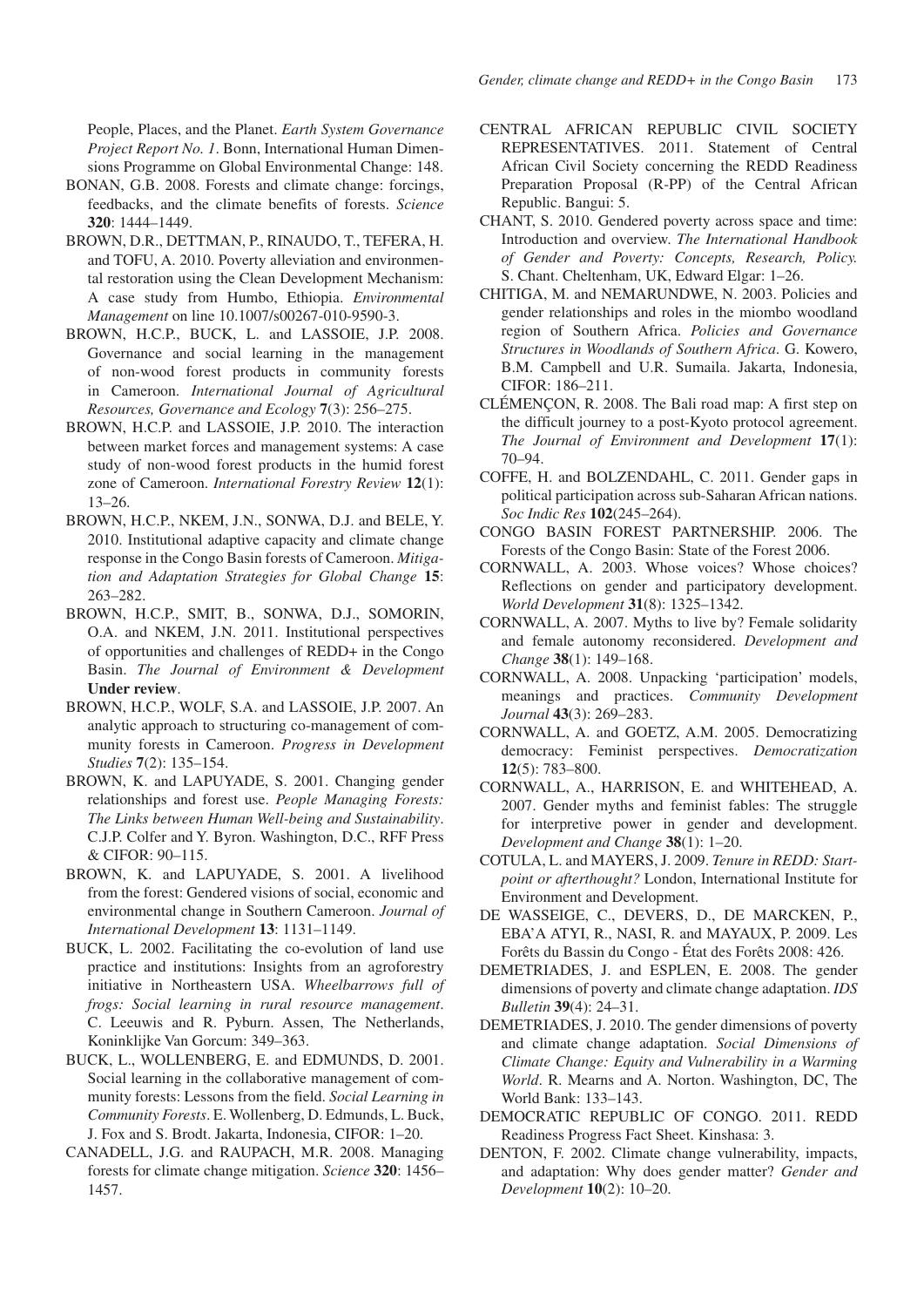People, Places, and the Planet. *Earth System Governance Project Report No. 1*. Bonn, International Human Dimensions Programme on Global Environmental Change: 148.

BONAN, G.B. 2008. Forests and climate change: forcings, feedbacks, and the climate benefits of forests. *Science* **320**: 1444–1449.

BROWN, D.R., DETTMAN, P., RINAUDO, T., TEFERA, H. and TOFU, A. 2010. Poverty alleviation and environmental restoration using the Clean Development Mechanism: A case study from Humbo, Ethiopia. *Environmental Management* on line 10.1007/s00267-010-9590-3.

BROWN, H.C.P., BUCK, L. and LASSOIE, J.P. 2008. Governance and social learning in the management of non-wood forest products in community forests in Cameroon. *International Journal of Agricultural Resources, Governance and Ecology* **7**(3): 256–275.

BROWN, H.C.P. and LASSOIE, J.P. 2010. The interaction between market forces and management systems: A case study of non-wood forest products in the humid forest zone of Cameroon. *International Forestry Review* **12**(1): 13–26.

BROWN, H.C.P., NKEM, J.N., SONWA, D.J. and BELE, Y. 2010. Institutional adaptive capacity and climate change response in the Congo Basin forests of Cameroon. *Mitigation and Adaptation Strategies for Global Change* **15**: 263–282.

BROWN, H.C.P., SMIT, B., SONWA, D.J., SOMORIN, O.A. and NKEM, J.N. 2011. Institutional perspectives of opportunities and challenges of REDD+ in the Congo Basin. *The Journal of Environment & Development* **Under review**.

BROWN, H.C.P., WOLF, S.A. and LASSOIE, J.P. 2007. An analytic approach to structuring co-management of community forests in Cameroon. *Progress in Development Studies* **7**(2): 135–154.

BROWN, K. and LAPUYADE, S. 2001. Changing gender relationships and forest use. *People Managing Forests: The Links between Human Well-being and Sustainability*. C.J.P. Colfer and Y. Byron. Washington, D.C., RFF Press & CIFOR: 90–115.

BROWN, K. and LAPUYADE, S. 2001. A livelihood from the forest: Gendered visions of social, economic and environmental change in Southern Cameroon. *Journal of International Development* **13**: 1131–1149.

BUCK, L. 2002. Facilitating the co-evolution of land use practice and institutions: Insights from an agroforestry initiative in Northeastern USA. *Wheelbarrows full of frogs: Social learning in rural resource management*. C. Leeuwis and R. Pyburn. Assen, The Netherlands, Koninklijke Van Gorcum: 349–363.

BUCK, L., WOLLENBERG, E. and EDMUNDS, D. 2001. Social learning in the collaborative management of community forests: Lessons from the field. *Social Learning in Community Forests*. E. Wollenberg, D. Edmunds, L. Buck, J. Fox and S. Brodt. Jakarta, Indonesia, CIFOR: 1–20.

CANADELL, J.G. and RAUPACH, M.R. 2008. Managing forests for climate change mitigation. *Science* **320**: 1456–1457.

CENTRAL AFRICAN REPUBLIC CIVIL SOCIETY REPRESENTATIVES. 2011. Statement of Central African Civil Society concerning the REDD Readiness Preparation Proposal (R-PP) of the Central African Republic. Bangui: 5.

CHANT, S. 2010. Gendered poverty across space and time: Introduction and overview. *The International Handbook of Gender and Poverty: Concepts, Research, Policy.* S. Chant. Cheltenham, UK, Edward Elgar: 1–26.

CHITIGA, M. and NEMARUNDWE, N. 2003. Policies and gender relationships and roles in the miombo woodland region of Southern Africa. *Policies and Governance Structures in Woodlands of Southern Africa*. G. Kowero, B.M. Campbell and U.R. Sumaila. Jakarta, Indonesia, CIFOR: 186–211.

CLÉMENÇON, R. 2008. The Bali road map: A first step on the difficult journey to a post-Kyoto protocol agreement. *The Journal of Environment and Development* **17**(1): 70–94.

COFFE, H. and BOLZENDAHL, C. 2011. Gender gaps in political participation across sub-Saharan African nations. *Soc Indic Res* **102**(245–264).

CONGO BASIN FOREST PARTNERSHIP. 2006. The Forests of the Congo Basin: State of the Forest 2006.

CORNWALL, A. 2003. Whose voices? Whose choices? Reflections on gender and participatory development. *World Development* **31**(8): 1325–1342.

CORNWALL, A. 2007. Myths to live by? Female solidarity and female autonomy reconsidered. *Development and Change* **38**(1): 149–168.

CORNWALL, A. 2008. Unpacking 'participation' models, meanings and practices. *Community Development Journal* **43**(3): 269–283.

CORNWALL, A. and GOETZ, A.M. 2005. Democratizing democracy: Feminist perspectives. *Democratization* **12**(5): 783–800.

CORNWALL, A., HARRISON, E. and WHITEHEAD, A. 2007. Gender myths and feminist fables: The struggle for interpretive power in gender and development. *Development and Change* **38**(1): 1–20.

COTULA, L. and MAYERS, J. 2009. *Tenure in REDD: Start-point or afterthought?* London, International Institute for Environment and Development.

DE WASSEIGE, C., DEVERS, D., DE MARCKEN, P., EBA'A ATYI, R., NASI, R. and MAYAUX, P. 2009. Les Forêts du Bassin du Congo - État des Forêts 2008: 426.

DEMETRIADES, J. and ESPLEN, E. 2008. The gender dimensions of poverty and climate change adaptation. *IDS Bulletin* **39**(4): 24–31.

DEMETRIADES, J. 2010. The gender dimensions of poverty and climate change adaptation. *Social Dimensions of Climate Change: Equity and Vulnerability in a Warming World*. R. Mearns and A. Norton. Washington, DC, The World Bank: 133–143.

DEMOCRATIC REPUBLIC OF CONGO. 2011. REDD Readiness Progress Fact Sheet. Kinshasa: 3.

DENTON, F. 2002. Climate change vulnerability, impacts, and adaptation: Why does gender matter? *Gender and Development* **10**(2): 10–20.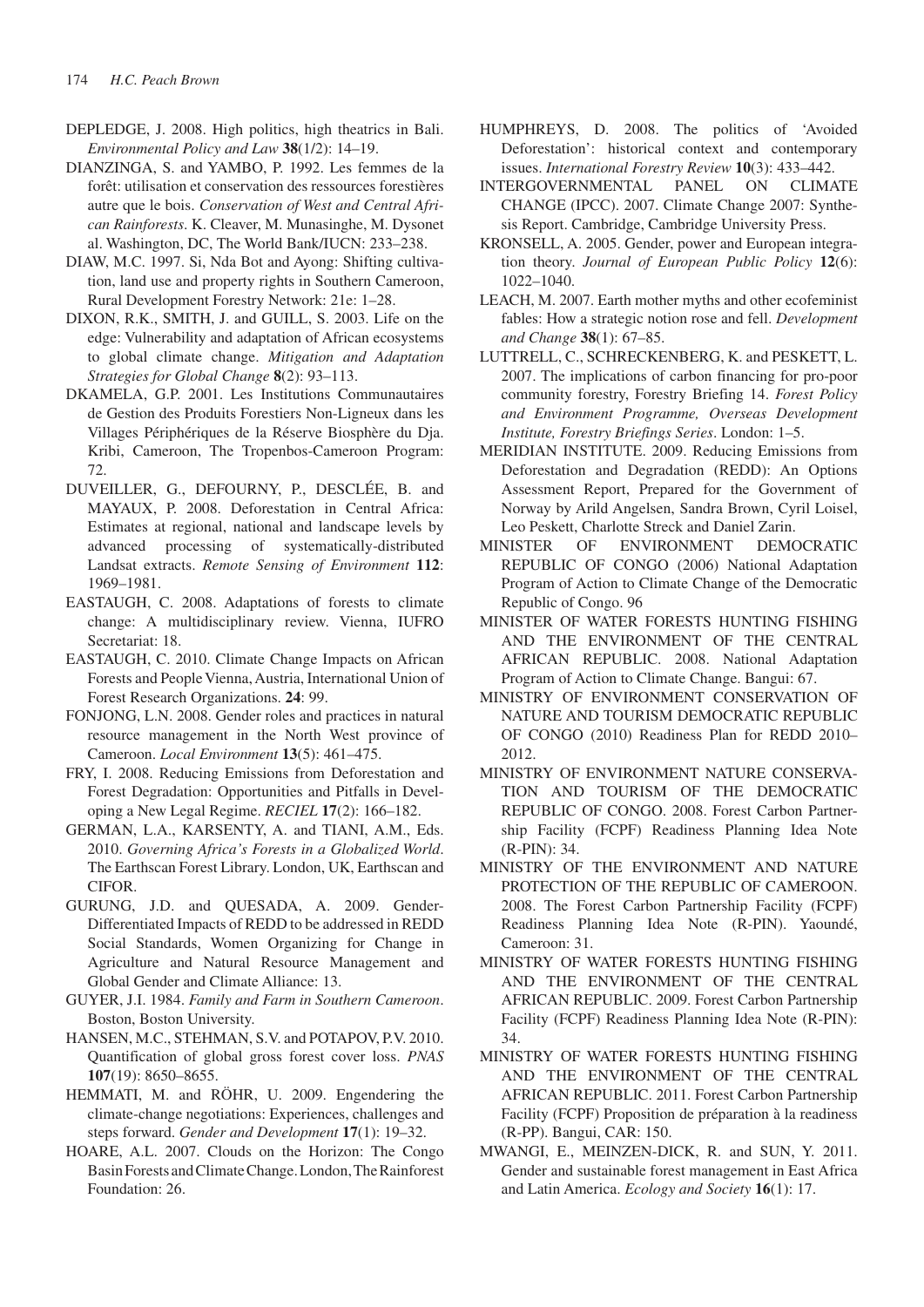DEPLEDGE, J. 2008. High politics, high theatrics in Bali. *Environmental Policy and Law* **38**(1/2): 14–19.

DIANZINGA, S. and YAMBO, P. 1992. Les femmes de la forêt: utilisation et conservation des ressources forestières autre que le bois. *Conservation of West and Central African Rainforests*. K. Cleaver, M. Munasinghe, M. Dysonet al. Washington, DC, The World Bank/IUCN: 233–238.

DIAW, M.C. 1997. Si, Nda Bot and Ayong: Shifting cultivation, land use and property rights in Southern Cameroon, Rural Development Forestry Network: 21e: 1–28.

DIXON, R.K., SMITH, J. and GUILL, S. 2003. Life on the edge: Vulnerability and adaptation of African ecosystems to global climate change. *Mitigation and Adaptation Strategies for Global Change* **8**(2): 93–113.

DKAMELA, G.P. 2001. Les Institutions Communautaires de Gestion des Produits Forestiers Non-Ligneux dans les Villages Périphériques de la Réserve Biosphère du Dja. Kribi, Cameroon, The Tropenbos-Cameroon Program: 72.

DUVEILLER, G., DEFOURNY, P., DESCLÉE, B. and MAYAUX, P. 2008. Deforestation in Central Africa: Estimates at regional, national and landscape levels by advanced processing of systematically-distributed Landsat extracts. *Remote Sensing of Environment* **112**: 1969–1981.

EASTAUGH, C. 2008. Adaptations of forests to climate change: A multidisciplinary review. Vienna, IUFRO Secretariat: 18.

EASTAUGH, C. 2010. Climate Change Impacts on African Forests and People Vienna, Austria, International Union of Forest Research Organizations. **24**: 99.

FONJONG, L.N. 2008. Gender roles and practices in natural resource management in the North West province of Cameroon. *Local Environment* **13**(5): 461–475.

FRY, I. 2008. Reducing Emissions from Deforestation and Forest Degradation: Opportunities and Pitfalls in Developing a New Legal Regime. *RECIEL* **17**(2): 166–182.

GERMAN, L.A., KARSENTY, A. and TIANI, A.M., Eds. 2010. *Governing Africa's Forests in a Globalized World*. The Earthscan Forest Library. London, UK, Earthscan and CIFOR.

GURUNG, J.D. and QUESADA, A. 2009. Gender-Differentiated Impacts of REDD to be addressed in REDD Social Standards, Women Organizing for Change in Agriculture and Natural Resource Management and Global Gender and Climate Alliance: 13.

GUYER, J.I. 1984. *Family and Farm in Southern Cameroon*. Boston, Boston University.

HANSEN, M.C., STEHMAN, S.V. and POTAPOV, P.V. 2010. Quantification of global gross forest cover loss. *PNAS* **107**(19): 8650–8655.

HEMMATI, M. and RÖHR, U. 2009. Engendering the climate-change negotiations: Experiences, challenges and steps forward. *Gender and Development* **17**(1): 19–32.

HOARE, A.L. 2007. Clouds on the Horizon: The Congo Basin Forests and Climate Change. London, The Rainforest Foundation: 26.

HUMPHREYS, D. 2008. The politics of 'Avoided Deforestation': historical context and contemporary issues. *International Forestry Review* **10**(3): 433–442.

INTERGOVERNMENTAL PANEL ON CLIMATE CHANGE (IPCC). 2007. Climate Change 2007: Synthesis Report. Cambridge, Cambridge University Press.

KRONSELL, A. 2005. Gender, power and European integration theory. *Journal of European Public Policy* **12**(6): 1022–1040.

LEACH, M. 2007. Earth mother myths and other ecofeminist fables: How a strategic notion rose and fell. *Development and Change* **38**(1): 67–85.

LUTTRELL, C., SCHRECKENBERG, K. and PESKETT, L. 2007. The implications of carbon financing for pro-poor community forestry, Forestry Briefing 14. *Forest Policy and Environment Programme, Overseas Development Institute, Forestry Briefings Series*. London: 1–5.

MERIDIAN INSTITUTE. 2009. Reducing Emissions from Deforestation and Degradation (REDD): An Options Assessment Report, Prepared for the Government of Norway by Arild Angelsen, Sandra Brown, Cyril Loisel, Leo Peskett, Charlotte Streck and Daniel Zarin.

MINISTER OF ENVIRONMENT DEMOCRATIC REPUBLIC OF CONGO (2006) National Adaptation Program of Action to Climate Change of the Democratic Republic of Congo. 96

MINISTER OF WATER FORESTS HUNTING FISHING AND THE ENVIRONMENT OF THE CENTRAL AFRICAN REPUBLIC. 2008. National Adaptation Program of Action to Climate Change. Bangui: 67.

MINISTRY OF ENVIRONMENT CONSERVATION OF NATURE AND TOURISM DEMOCRATIC REPUBLIC OF CONGO (2010) Readiness Plan for REDD 2010–2012.

MINISTRY OF ENVIRONMENT NATURE CONSERVATION AND TOURISM OF THE DEMOCRATIC REPUBLIC OF CONGO. 2008. Forest Carbon Partnership Facility (FCPF) Readiness Planning Idea Note (R-PIN): 34.

MINISTRY OF THE ENVIRONMENT AND NATURE PROTECTION OF THE REPUBLIC OF CAMEROON. 2008. The Forest Carbon Partnership Facility (FCPF) Readiness Planning Idea Note (R-PIN). Yaoundé, Cameroon: 31.

MINISTRY OF WATER FORESTS HUNTING FISHING AND THE ENVIRONMENT OF THE CENTRAL AFRICAN REPUBLIC. 2009. Forest Carbon Partnership Facility (FCPF) Readiness Planning Idea Note (R-PIN): 34.

MINISTRY OF WATER FORESTS HUNTING FISHING AND THE ENVIRONMENT OF THE CENTRAL AFRICAN REPUBLIC. 2011. Forest Carbon Partnership Facility (FCPF) Proposition de préparation à la readiness (R-PP). Bangui, CAR: 150.

MWANGI, E., MEINZEN-DICK, R. and SUN, Y. 2011. Gender and sustainable forest management in East Africa and Latin America. *Ecology and Society* **16**(1): 17.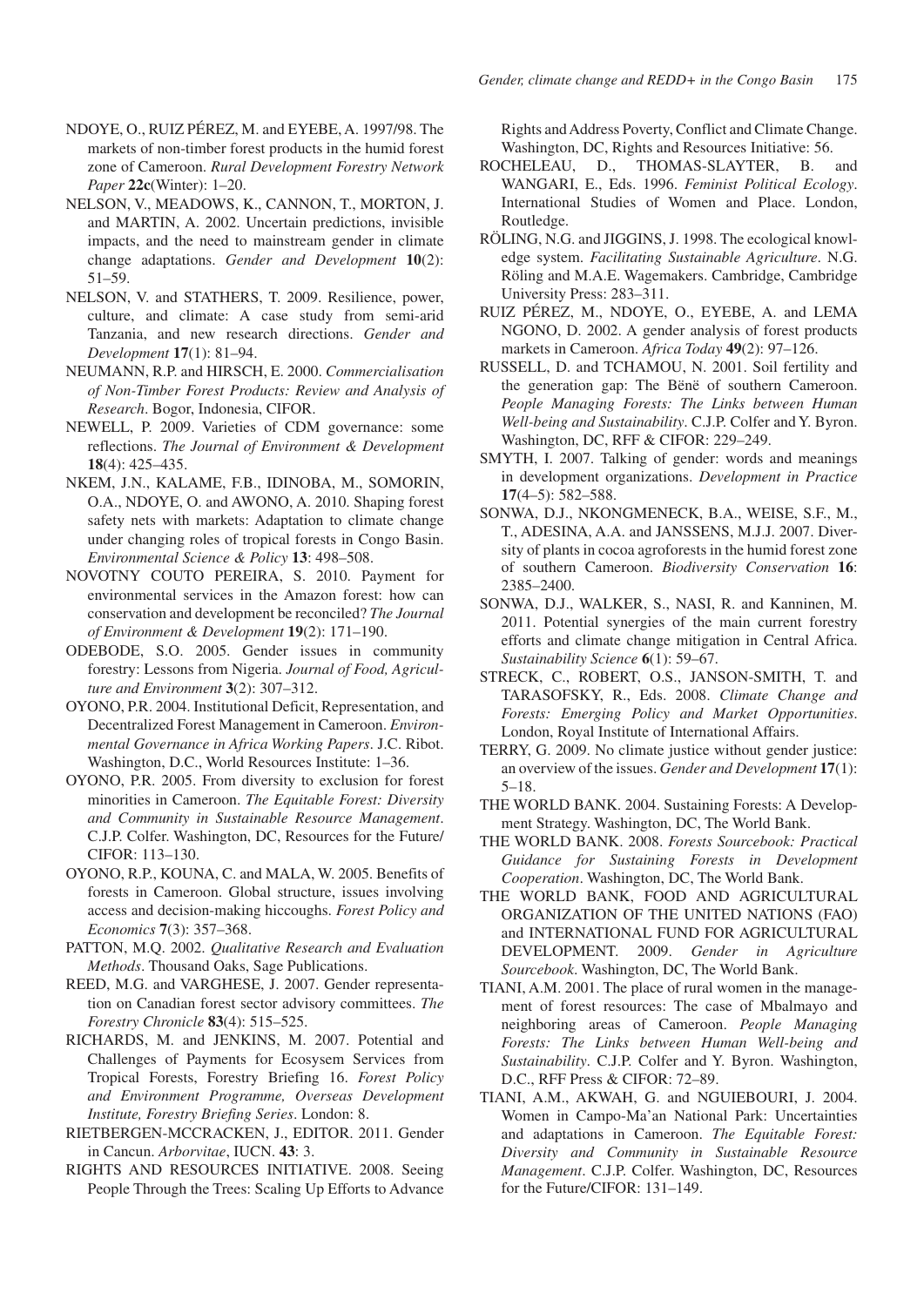NDOYE, O., RUIZ PÉREZ, M. and EYEBE, A. 1997/98. The markets of non-timber forest products in the humid forest zone of Cameroon. *Rural Development Forestry Network Paper* **22c**(Winter): 1–20.

NELSON, V., MEADOWS, K., CANNON, T., MORTON, J. and MARTIN, A. 2002. Uncertain predictions, invisible impacts, and the need to mainstream gender in climate change adaptations. *Gender and Development* **10**(2): 51–59.

NELSON, V. and STATHERS, T. 2009. Resilience, power, culture, and climate: A case study from semi-arid Tanzania, and new research directions. *Gender and Development* **17**(1): 81–94.

NEUMANN, R.P. and HIRSCH, E. 2000. *Commercialisation of Non-Timber Forest Products: Review and Analysis of Research*. Bogor, Indonesia, CIFOR.

NEWELL, P. 2009. Varieties of CDM governance: some reflections. *The Journal of Environment & Development* **18**(4): 425–435.

NKEM, J.N., KALAME, F.B., IDINOBA, M., SOMORIN, O.A., NDOYE, O. and AWONO, A. 2010. Shaping forest safety nets with markets: Adaptation to climate change under changing roles of tropical forests in Congo Basin. *Environmental Science & Policy* **13**: 498–508.

NOVOTNY COUTO PEREIRA, S. 2010. Payment for environmental services in the Amazon forest: how can conservation and development be reconciled? *The Journal of Environment & Development* **19**(2): 171–190.

ODEBODE, S.O. 2005. Gender issues in community forestry: Lessons from Nigeria. *Journal of Food, Agriculture and Environment* **3**(2): 307–312.

OYONO, P.R. 2004. Institutional Deficit, Representation, and Decentralized Forest Management in Cameroon. *Environmental Governance in Africa Working Papers*. J.C. Ribot. Washington, D.C., World Resources Institute: 1–36.

OYONO, P.R. 2005. From diversity to exclusion for forest minorities in Cameroon. *The Equitable Forest: Diversity and Community in Sustainable Resource Management*. C.J.P. Colfer. Washington, DC, Resources for the Future/CIFOR: 113–130.

OYONO, R.P., KOUNA, C. and MALA, W. 2005. Benefits of forests in Cameroon. Global structure, issues involving access and decision-making hiccoughs. *Forest Policy and Economics* **7**(3): 357–368.

PATTON, M.Q. 2002. *Qualitative Research and Evaluation Methods*. Thousand Oaks, Sage Publications.

REED, M.G. and VARGHESE, J. 2007. Gender representation on Canadian forest sector advisory committees. *The Forestry Chronicle* **83**(4): 515–525.

RICHARDS, M. and JENKINS, M. 2007. Potential and Challenges of Payments for Ecosysem Services from Tropical Forests, Forestry Briefing 16. *Forest Policy and Environment Programme, Overseas Development Institute, Forestry Briefing Series*. London: 8.

RIETBERGEN-MCCRACKEN, J., EDITOR. 2011. Gender in Cancun. *Arborvitae*, IUCN. **43**: 3.

RIGHTS AND RESOURCES INITIATIVE. 2008. Seeing People Through the Trees: Scaling Up Efforts to Advance Rights and Address Poverty, Conflict and Climate Change. Washington, DC, Rights and Resources Initiative: 56.

ROCHELEAU, D., THOMAS-SLAYTER, B. and WANGARI, E., Eds. 1996. *Feminist Political Ecology*. International Studies of Women and Place. London, Routledge.

RÖLING, N.G. and JIGGINS, J. 1998. The ecological knowledge system. *Facilitating Sustainable Agriculture*. N.G. Röling and M.A.E. Wagemakers. Cambridge, Cambridge University Press: 283–311.

RUIZ PÉREZ, M., NDOYE, O., EYEBE, A. and LEMA NGONO, D. 2002. A gender analysis of forest products markets in Cameroon. *Africa Today* **49**(2): 97–126.

RUSSELL, D. and TCHAMOU, N. 2001. Soil fertility and the generation gap: The Bënë of southern Cameroon. *People Managing Forests: The Links between Human Well-being and Sustainability*. C.J.P. Colfer and Y. Byron. Washington, DC, RFF & CIFOR: 229–249.

SMYTH, I. 2007. Talking of gender: words and meanings in development organizations. *Development in Practice* **17**(4–5): 582–588.

SONWA, D.J., NKONGMENECK, B.A., WEISE, S.F., M., T., ADESINA, A.A. and JANSSENS, M.J.J. 2007. Diversity of plants in cocoa agroforests in the humid forest zone of southern Cameroon. *Biodiversity Conservation* **16**: 2385–2400.

SONWA, D.J., WALKER, S., NASI, R. and Kanninen, M. 2011. Potential synergies of the main current forestry efforts and climate change mitigation in Central Africa. *Sustainability Science* **6**(1): 59–67.

STRECK, C., ROBERT, O.S., JANSON-SMITH, T. and TARASOFSKY, R., Eds. 2008. *Climate Change and Forests: Emerging Policy and Market Opportunities*. London, Royal Institute of International Affairs.

TERRY, G. 2009. No climate justice without gender justice: an overview of the issues. *Gender and Development* **17**(1): 5–18.

THE WORLD BANK. 2004. Sustaining Forests: A Development Strategy. Washington, DC, The World Bank.

THE WORLD BANK. 2008. *Forests Sourcebook: Practical Guidance for Sustaining Forests in Development Cooperation*. Washington, DC, The World Bank.

THE WORLD BANK, FOOD AND AGRICULTURAL ORGANIZATION OF THE UNITED NATIONS (FAO) and INTERNATIONAL FUND FOR AGRICULTURAL DEVELOPMENT. 2009. *Gender in Agriculture Sourcebook*. Washington, DC, The World Bank.

TIANI, A.M. 2001. The place of rural women in the management of forest resources: The case of Mbalmayo and neighboring areas of Cameroon. *People Managing Forests: The Links between Human Well-being and Sustainability*. C.J.P. Colfer and Y. Byron. Washington, D.C., RFF Press & CIFOR: 72–89.

TIANI, A.M., AKWAH, G. and NGUIEBOURI, J. 2004. Women in Campo-Ma'an National Park: Uncertainties and adaptations in Cameroon. *The Equitable Forest: Diversity and Community in Sustainable Resource Management*. C.J.P. Colfer. Washington, DC, Resources for the Future/CIFOR: 131–149.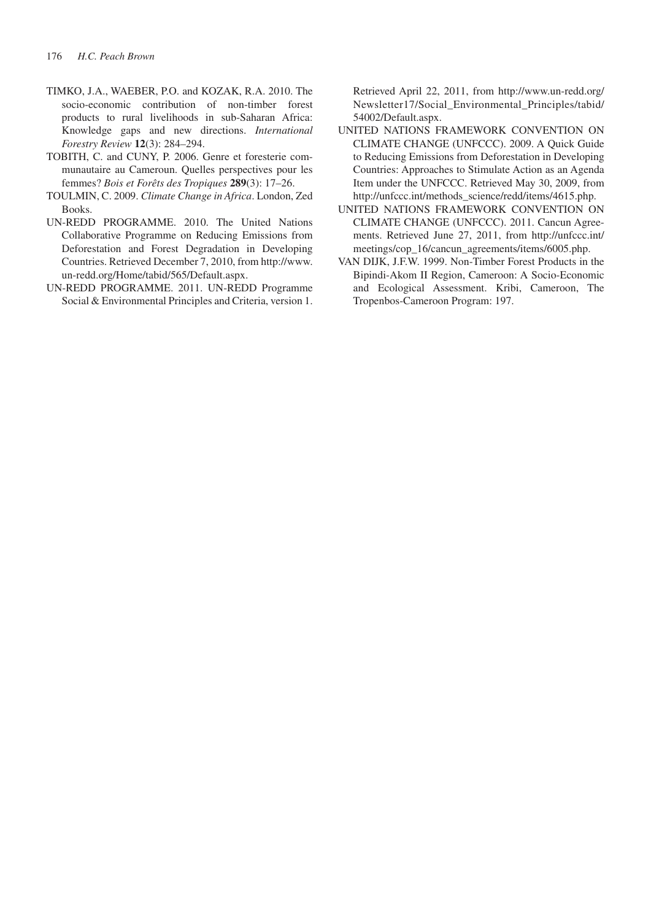TIMKO, J.A., WAEBER, P.O. and KOZAK, R.A. 2010. The socio-economic contribution of non-timber forest products to rural livelihoods in sub-Saharan Africa: Knowledge gaps and new directions. *International Forestry Review* **12**(3): 284–294.

TOBITH, C. and CUNY, P. 2006. Genre et foresterie communautaire au Cameroun. Quelles perspectives pour les femmes? *Bois et Forêts des Tropiques* **289**(3): 17–26.

TOULMIN, C. 2009. *Climate Change in Africa*. London, Zed Books.

UN-REDD PROGRAMME. 2010. The United Nations Collaborative Programme on Reducing Emissions from Deforestation and Forest Degradation in Developing Countries. Retrieved December 7, 2010, from http://www.un-redd.org/Home/tabid/565/Default.aspx.

UN-REDD PROGRAMME. 2011. UN-REDD Programme Social & Environmental Principles and Criteria, version 1. Retrieved April 22, 2011, from http://www.un-redd.org/Newsletter17/Social_Environmental_Principles/tabid/54002/Default.aspx.

UNITED NATIONS FRAMEWORK CONVENTION ON CLIMATE CHANGE (UNFCCC). 2009. A Quick Guide to Reducing Emissions from Deforestation in Developing Countries: Approaches to Stimulate Action as an Agenda Item under the UNFCCC. Retrieved May 30, 2009, from http://unfccc.int/methods_science/redd/items/4615.php.

UNITED NATIONS FRAMEWORK CONVENTION ON CLIMATE CHANGE (UNFCCC). 2011. Cancun Agreements. Retrieved June 27, 2011, from http://unfccc.int/meetings/cop_16/cancun_agreements/items/6005.php.

VAN DIJK, J.F.W. 1999. Non-Timber Forest Products in the Bipindi-Akom II Region, Cameroon: A Socio-Economic and Ecological Assessment. Kribi, Cameroon, The Tropenbos-Cameroon Program: 197.